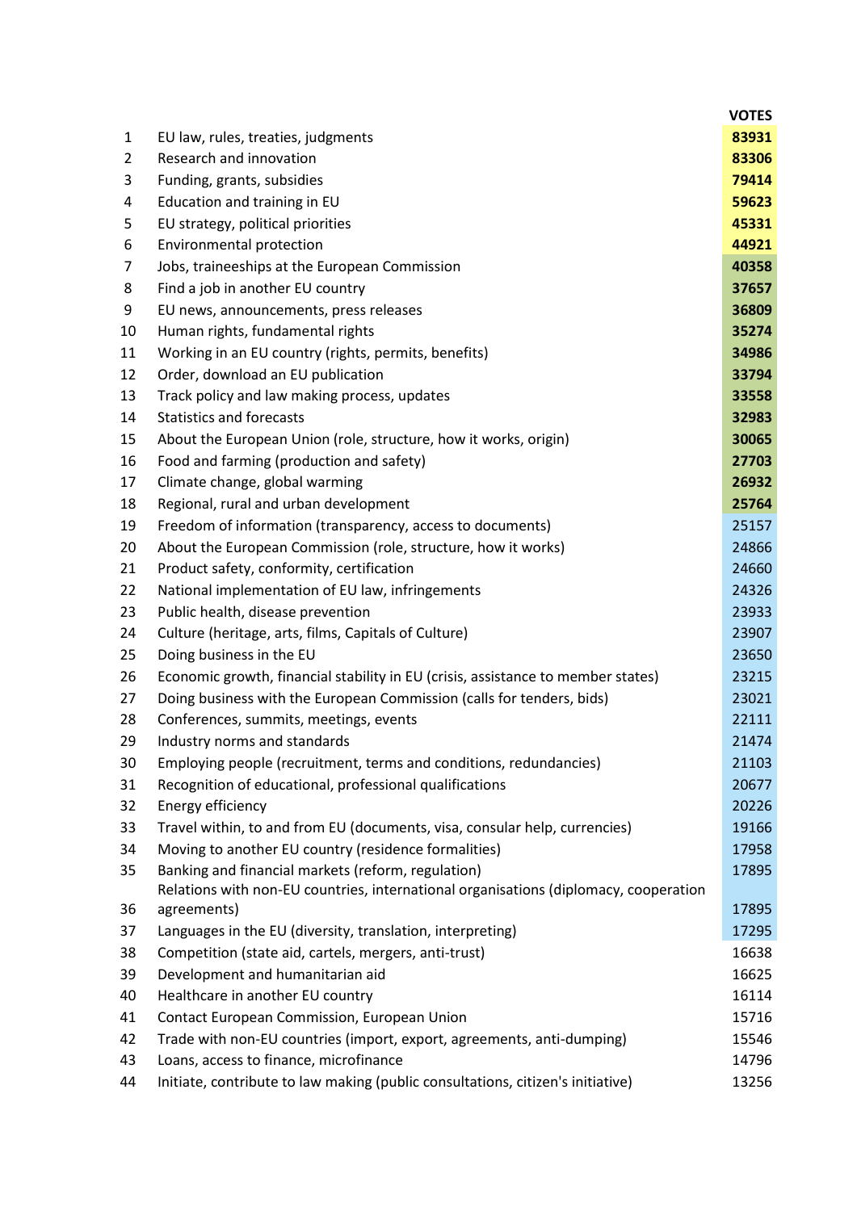| | | VOTES |
|---|---|---|
| 1 | EU law, rules, treaties, judgments | **83931** |
| 2 | Research and innovation | **83306** |
| 3 | Funding, grants, subsidies | **79414** |
| 4 | Education and training in EU | **59623** |
| 5 | EU strategy, political priorities | **45331** |
| 6 | Environmental protection | **44921** |
| 7 | Jobs, traineeships at the European Commission | **40358** |
| 8 | Find a job in another EU country | **37657** |
| 9 | EU news, announcements, press releases | **36809** |
| 10 | Human rights, fundamental rights | **35274** |
| 11 | Working in an EU country (rights, permits, benefits) | **34986** |
| 12 | Order, download an EU publication | **33794** |
| 13 | Track policy and law making process, updates | **33558** |
| 14 | Statistics and forecasts | **32983** |
| 15 | About the European Union (role, structure, how it works, origin) | **30065** |
| 16 | Food and farming (production and safety) | **27703** |
| 17 | Climate change, global warming | **26932** |
| 18 | Regional, rural and urban development | **25764** |
| 19 | Freedom of information (transparency, access to documents) | 25157 |
| 20 | About the European Commission (role, structure, how it works) | 24866 |
| 21 | Product safety, conformity, certification | 24660 |
| 22 | National implementation of EU law, infringements | 24326 |
| 23 | Public health, disease prevention | 23933 |
| 24 | Culture (heritage, arts, films, Capitals of Culture) | 23907 |
| 25 | Doing business in the EU | 23650 |
| 26 | Economic growth, financial stability in EU (crisis, assistance to member states) | 23215 |
| 27 | Doing business with the European Commission (calls for tenders, bids) | 23021 |
| 28 | Conferences, summits, meetings, events | 22111 |
| 29 | Industry norms and standards | 21474 |
| 30 | Employing people (recruitment, terms and conditions, redundancies) | 21103 |
| 31 | Recognition of educational, professional qualifications | 20677 |
| 32 | Energy efficiency | 20226 |
| 33 | Travel within, to and from EU (documents, visa, consular help, currencies) | 19166 |
| 34 | Moving to another EU country (residence formalities) | 17958 |
| 35 | Banking and financial markets (reform, regulation) | 17895 |
| 36 | Relations with non-EU countries, international organisations (diplomacy, cooperation agreements) | 17895 |
| 37 | Languages in the EU (diversity, translation, interpreting) | 17295 |
| 38 | Competition (state aid, cartels, mergers, anti-trust) | 16638 |
| 39 | Development and humanitarian aid | 16625 |
| 40 | Healthcare in another EU country | 16114 |
| 41 | Contact European Commission, European Union | 15716 |
| 42 | Trade with non-EU countries (import, export, agreements, anti-dumping) | 15546 |
| 43 | Loans, access to finance, microfinance | 14796 |
| 44 | Initiate, contribute to law making (public consultations, citizen's initiative) | 13256 |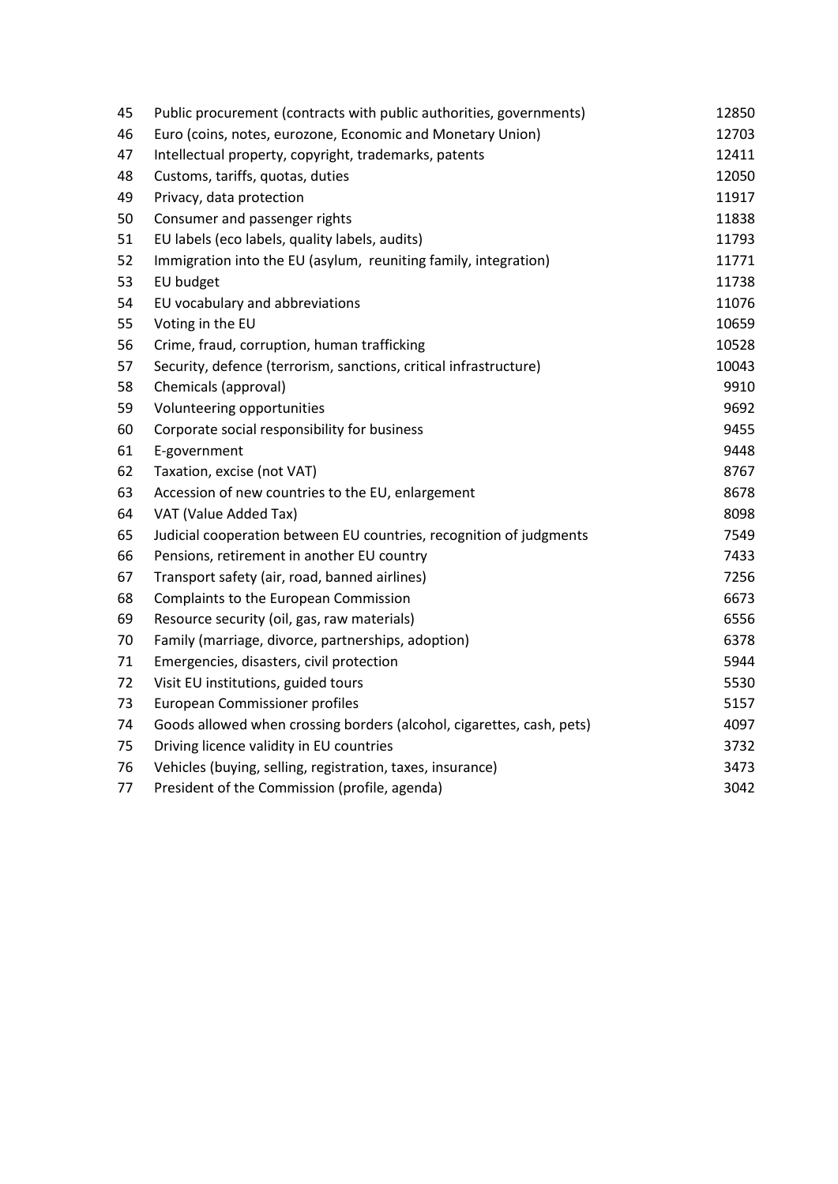| | | |
|---|---|---|
| 45 | Public procurement (contracts with public authorities, governments) | 12850 |
| 46 | Euro (coins, notes, eurozone, Economic and Monetary Union) | 12703 |
| 47 | Intellectual property, copyright, trademarks, patents | 12411 |
| 48 | Customs, tariffs, quotas, duties | 12050 |
| 49 | Privacy, data protection | 11917 |
| 50 | Consumer and passenger rights | 11838 |
| 51 | EU labels (eco labels, quality labels, audits) | 11793 |
| 52 | Immigration into the EU (asylum, reuniting family, integration) | 11771 |
| 53 | EU budget | 11738 |
| 54 | EU vocabulary and abbreviations | 11076 |
| 55 | Voting in the EU | 10659 |
| 56 | Crime, fraud, corruption, human trafficking | 10528 |
| 57 | Security, defence (terrorism, sanctions, critical infrastructure) | 10043 |
| 58 | Chemicals (approval) | 9910 |
| 59 | Volunteering opportunities | 9692 |
| 60 | Corporate social responsibility for business | 9455 |
| 61 | E-government | 9448 |
| 62 | Taxation, excise (not VAT) | 8767 |
| 63 | Accession of new countries to the EU, enlargement | 8678 |
| 64 | VAT (Value Added Tax) | 8098 |
| 65 | Judicial cooperation between EU countries, recognition of judgments | 7549 |
| 66 | Pensions, retirement in another EU country | 7433 |
| 67 | Transport safety (air, road, banned airlines) | 7256 |
| 68 | Complaints to the European Commission | 6673 |
| 69 | Resource security (oil, gas, raw materials) | 6556 |
| 70 | Family (marriage, divorce, partnerships, adoption) | 6378 |
| 71 | Emergencies, disasters, civil protection | 5944 |
| 72 | Visit EU institutions, guided tours | 5530 |
| 73 | European Commissioner profiles | 5157 |
| 74 | Goods allowed when crossing borders (alcohol, cigarettes, cash, pets) | 4097 |
| 75 | Driving licence validity in EU countries | 3732 |
| 76 | Vehicles (buying, selling, registration, taxes, insurance) | 3473 |
| 77 | President of the Commission (profile, agenda) | 3042 |